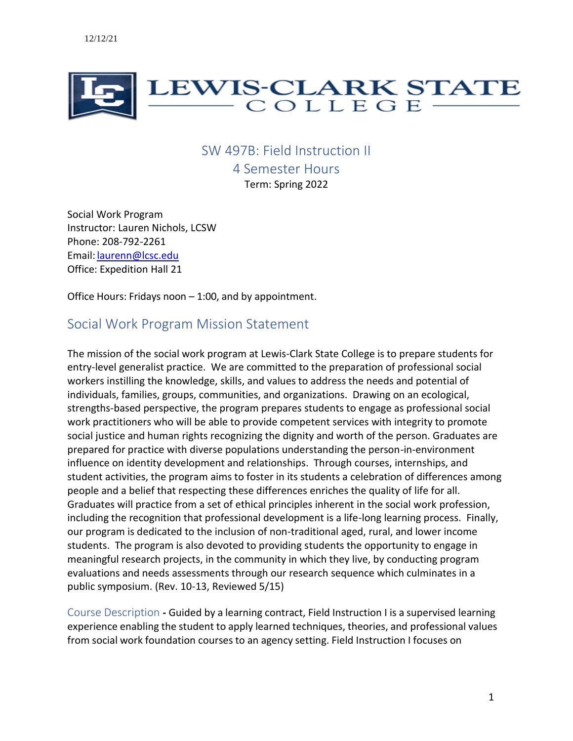12/12/21

# SW 497B: Field Instruction II

4 Semester Hours

Term: Spring 2022

Social Work Program
Instructor: Lauren Nichols, LCSW
Phone: 208-792-2261
Email: laurenn@lcsc.edu
Office: Expedition Hall 21

Office Hours: Fridays noon – 1:00, and by appointment.

## Social Work Program Mission Statement

The mission of the social work program at Lewis-Clark State College is to prepare students for entry-level generalist practice. We are committed to the preparation of professional social workers instilling the knowledge, skills, and values to address the needs and potential of individuals, families, groups, communities, and organizations. Drawing on an ecological, strengths-based perspective, the program prepares students to engage as professional social work practitioners who will be able to provide competent services with integrity to promote social justice and human rights recognizing the dignity and worth of the person. Graduates are prepared for practice with diverse populations understanding the person-in-environment influence on identity development and relationships. Through courses, internships, and student activities, the program aims to foster in its students a celebration of differences among people and a belief that respecting these differences enriches the quality of life for all. Graduates will practice from a set of ethical principles inherent in the social work profession, including the recognition that professional development is a life-long learning process. Finally, our program is dedicated to the inclusion of non-traditional aged, rural, and lower income students. The program is also devoted to providing students the opportunity to engage in meaningful research projects, in the community in which they live, by conducting program evaluations and needs assessments through our research sequence which culminates in a public symposium. (Rev. 10-13, Reviewed 5/15)

Course Description **-** Guided by a learning contract, Field Instruction I is a supervised learning experience enabling the student to apply learned techniques, theories, and professional values from social work foundation courses to an agency setting. Field Instruction I focuses on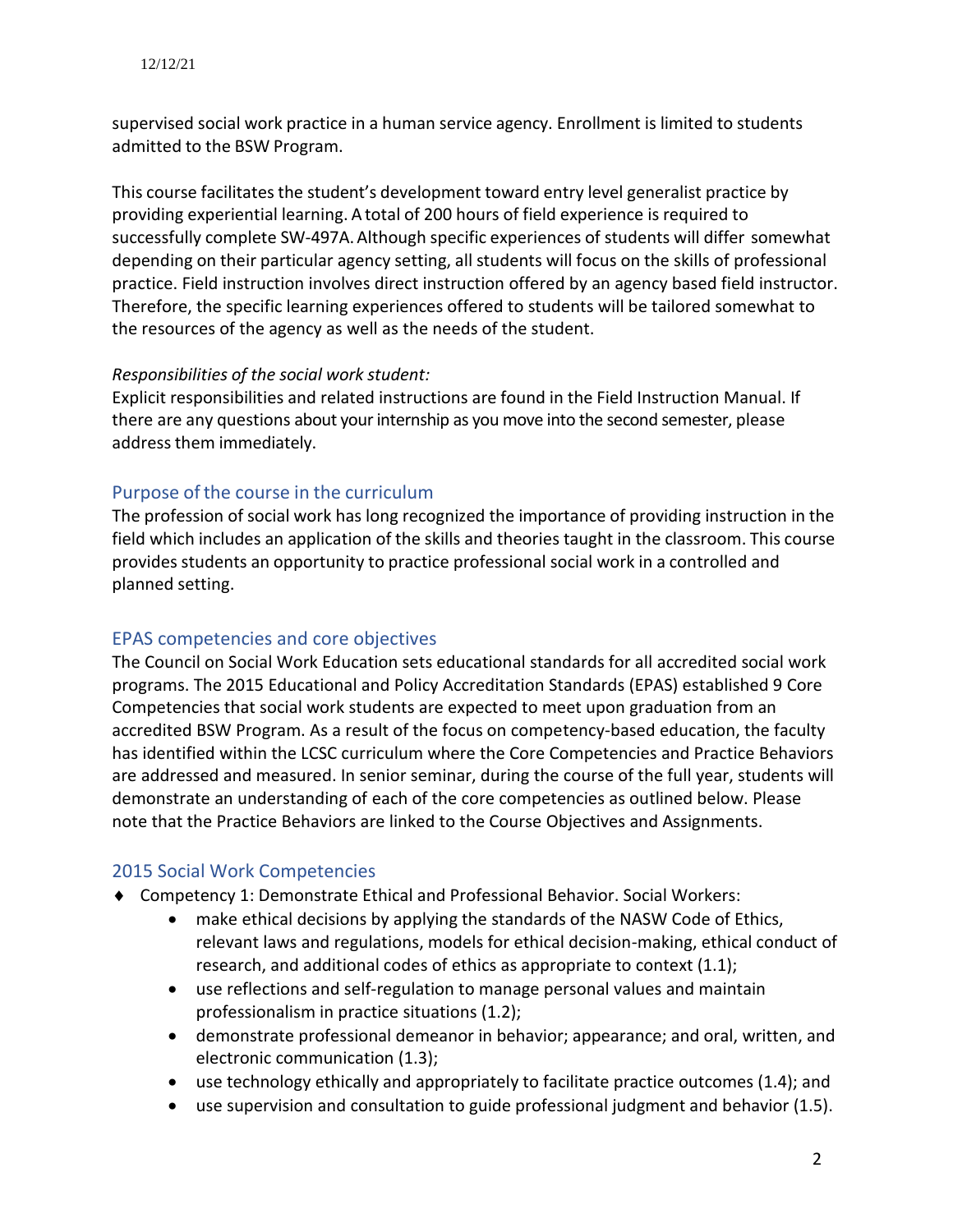supervised social work practice in a human service agency. Enrollment is limited to students admitted to the BSW Program.

This course facilitates the student's development toward entry level generalist practice by providing experiential learning. A total of 200 hours of field experience is required to successfully complete SW-497A. Although specific experiences of students will differ somewhat depending on their particular agency setting, all students will focus on the skills of professional practice. Field instruction involves direct instruction offered by an agency based field instructor. Therefore, the specific learning experiences offered to students will be tailored somewhat to the resources of the agency as well as the needs of the student.

*Responsibilities of the social work student:*
Explicit responsibilities and related instructions are found in the Field Instruction Manual. If there are any questions about your internship as you move into the second semester, please address them immediately.

## Purpose of the course in the curriculum

The profession of social work has long recognized the importance of providing instruction in the field which includes an application of the skills and theories taught in the classroom. This course provides students an opportunity to practice professional social work in a controlled and planned setting.

## EPAS competencies and core objectives

The Council on Social Work Education sets educational standards for all accredited social work programs. The 2015 Educational and Policy Accreditation Standards (EPAS) established 9 Core Competencies that social work students are expected to meet upon graduation from an accredited BSW Program. As a result of the focus on competency-based education, the faculty has identified within the LCSC curriculum where the Core Competencies and Practice Behaviors are addressed and measured. In senior seminar, during the course of the full year, students will demonstrate an understanding of each of the core competencies as outlined below. Please note that the Practice Behaviors are linked to the Course Objectives and Assignments.

## 2015 Social Work Competencies

- Competency 1: Demonstrate Ethical and Professional Behavior. Social Workers:
  - make ethical decisions by applying the standards of the NASW Code of Ethics, relevant laws and regulations, models for ethical decision-making, ethical conduct of research, and additional codes of ethics as appropriate to context (1.1);
  - use reflections and self-regulation to manage personal values and maintain professionalism in practice situations (1.2);
  - demonstrate professional demeanor in behavior; appearance; and oral, written, and electronic communication (1.3);
  - use technology ethically and appropriately to facilitate practice outcomes (1.4); and
  - use supervision and consultation to guide professional judgment and behavior (1.5).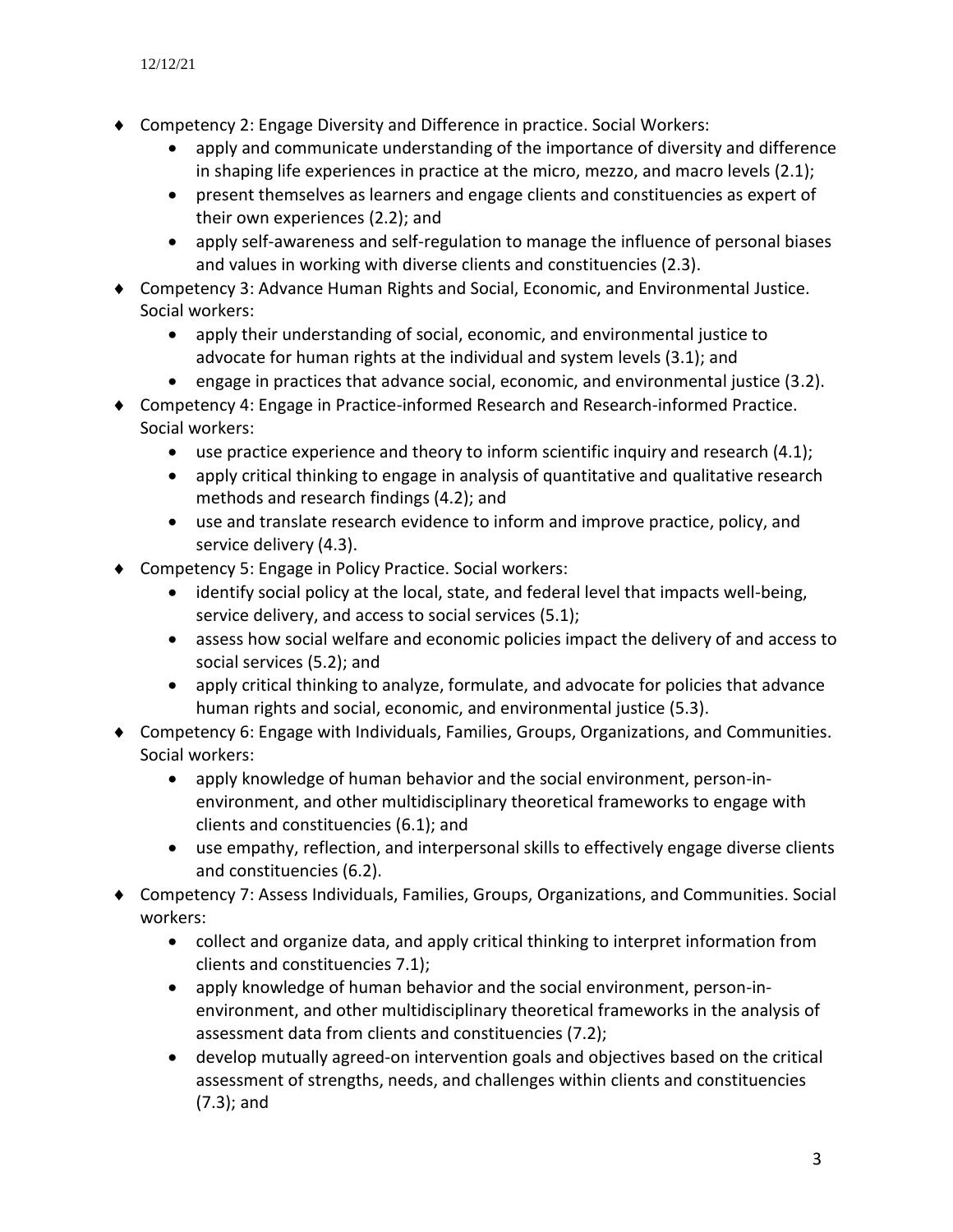- Competency 2: Engage Diversity and Difference in practice. Social Workers:
  - apply and communicate understanding of the importance of diversity and difference in shaping life experiences in practice at the micro, mezzo, and macro levels (2.1);
  - present themselves as learners and engage clients and constituencies as expert of their own experiences (2.2); and
  - apply self-awareness and self-regulation to manage the influence of personal biases and values in working with diverse clients and constituencies (2.3).
- Competency 3: Advance Human Rights and Social, Economic, and Environmental Justice. Social workers:
  - apply their understanding of social, economic, and environmental justice to advocate for human rights at the individual and system levels (3.1); and
  - engage in practices that advance social, economic, and environmental justice (3.2).
- Competency 4: Engage in Practice-informed Research and Research-informed Practice. Social workers:
  - use practice experience and theory to inform scientific inquiry and research (4.1);
  - apply critical thinking to engage in analysis of quantitative and qualitative research methods and research findings (4.2); and
  - use and translate research evidence to inform and improve practice, policy, and service delivery (4.3).
- Competency 5: Engage in Policy Practice. Social workers:
  - identify social policy at the local, state, and federal level that impacts well-being, service delivery, and access to social services (5.1);
  - assess how social welfare and economic policies impact the delivery of and access to social services (5.2); and
  - apply critical thinking to analyze, formulate, and advocate for policies that advance human rights and social, economic, and environmental justice (5.3).
- Competency 6: Engage with Individuals, Families, Groups, Organizations, and Communities. Social workers:
  - apply knowledge of human behavior and the social environment, person-in-environment, and other multidisciplinary theoretical frameworks to engage with clients and constituencies (6.1); and
  - use empathy, reflection, and interpersonal skills to effectively engage diverse clients and constituencies (6.2).
- Competency 7: Assess Individuals, Families, Groups, Organizations, and Communities. Social workers:
  - collect and organize data, and apply critical thinking to interpret information from clients and constituencies 7.1);
  - apply knowledge of human behavior and the social environment, person-in-environment, and other multidisciplinary theoretical frameworks in the analysis of assessment data from clients and constituencies (7.2);
  - develop mutually agreed-on intervention goals and objectives based on the critical assessment of strengths, needs, and challenges within clients and constituencies (7.3); and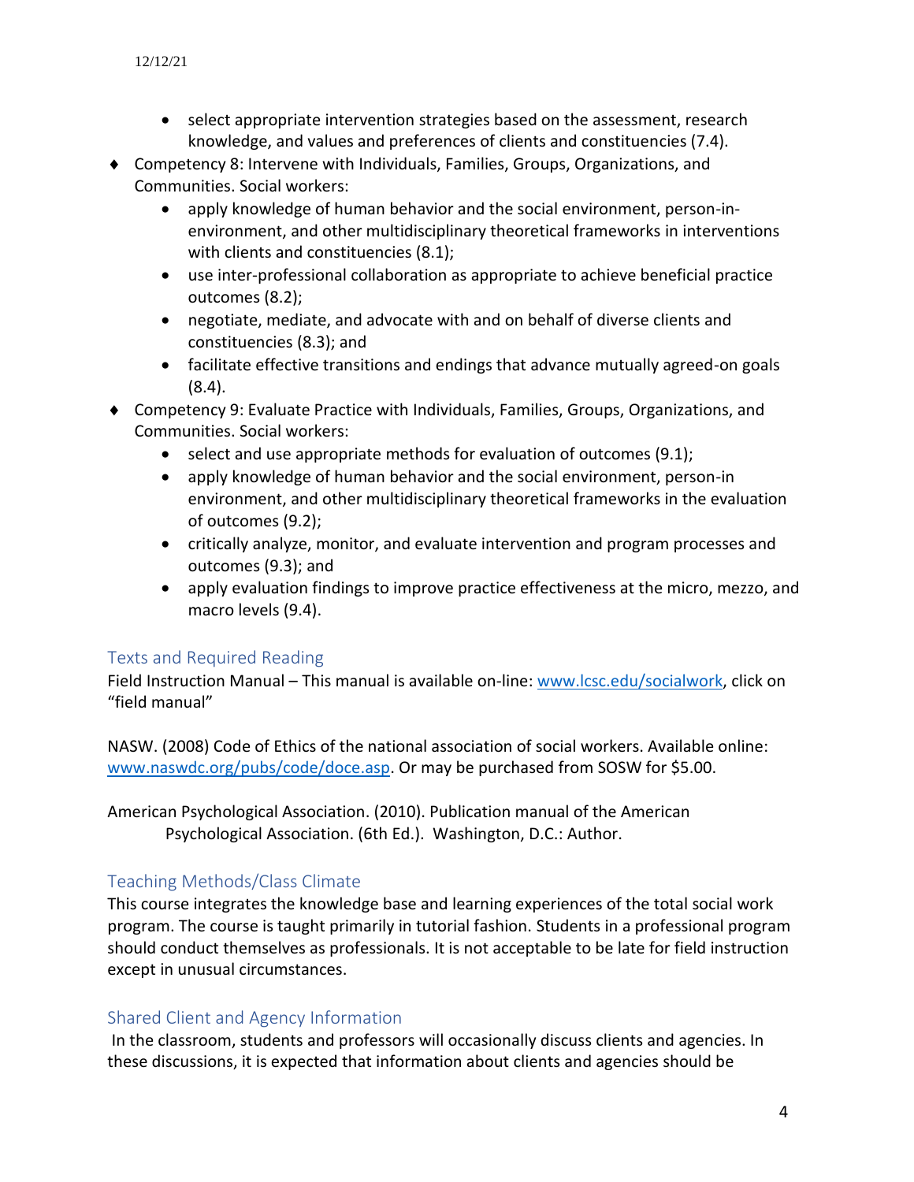- select appropriate intervention strategies based on the assessment, research knowledge, and values and preferences of clients and constituencies (7.4).

- Competency 8: Intervene with Individuals, Families, Groups, Organizations, and Communities. Social workers:
  - apply knowledge of human behavior and the social environment, person-in-environment, and other multidisciplinary theoretical frameworks in interventions with clients and constituencies (8.1);
  - use inter-professional collaboration as appropriate to achieve beneficial practice outcomes (8.2);
  - negotiate, mediate, and advocate with and on behalf of diverse clients and constituencies (8.3); and
  - facilitate effective transitions and endings that advance mutually agreed-on goals (8.4).
- Competency 9: Evaluate Practice with Individuals, Families, Groups, Organizations, and Communities. Social workers:
  - select and use appropriate methods for evaluation of outcomes (9.1);
  - apply knowledge of human behavior and the social environment, person-in environment, and other multidisciplinary theoretical frameworks in the evaluation of outcomes (9.2);
  - critically analyze, monitor, and evaluate intervention and program processes and outcomes (9.3); and
  - apply evaluation findings to improve practice effectiveness at the micro, mezzo, and macro levels (9.4).

## Texts and Required Reading

Field Instruction Manual – This manual is available on-line: www.lcsc.edu/socialwork, click on "field manual"

NASW. (2008) Code of Ethics of the national association of social workers. Available online: www.naswdc.org/pubs/code/doce.asp. Or may be purchased from SOSW for $5.00.

American Psychological Association. (2010). Publication manual of the American Psychological Association. (6th Ed.). Washington, D.C.: Author.

## Teaching Methods/Class Climate

This course integrates the knowledge base and learning experiences of the total social work program. The course is taught primarily in tutorial fashion. Students in a professional program should conduct themselves as professionals. It is not acceptable to be late for field instruction except in unusual circumstances.

## Shared Client and Agency Information

In the classroom, students and professors will occasionally discuss clients and agencies. In these discussions, it is expected that information about clients and agencies should be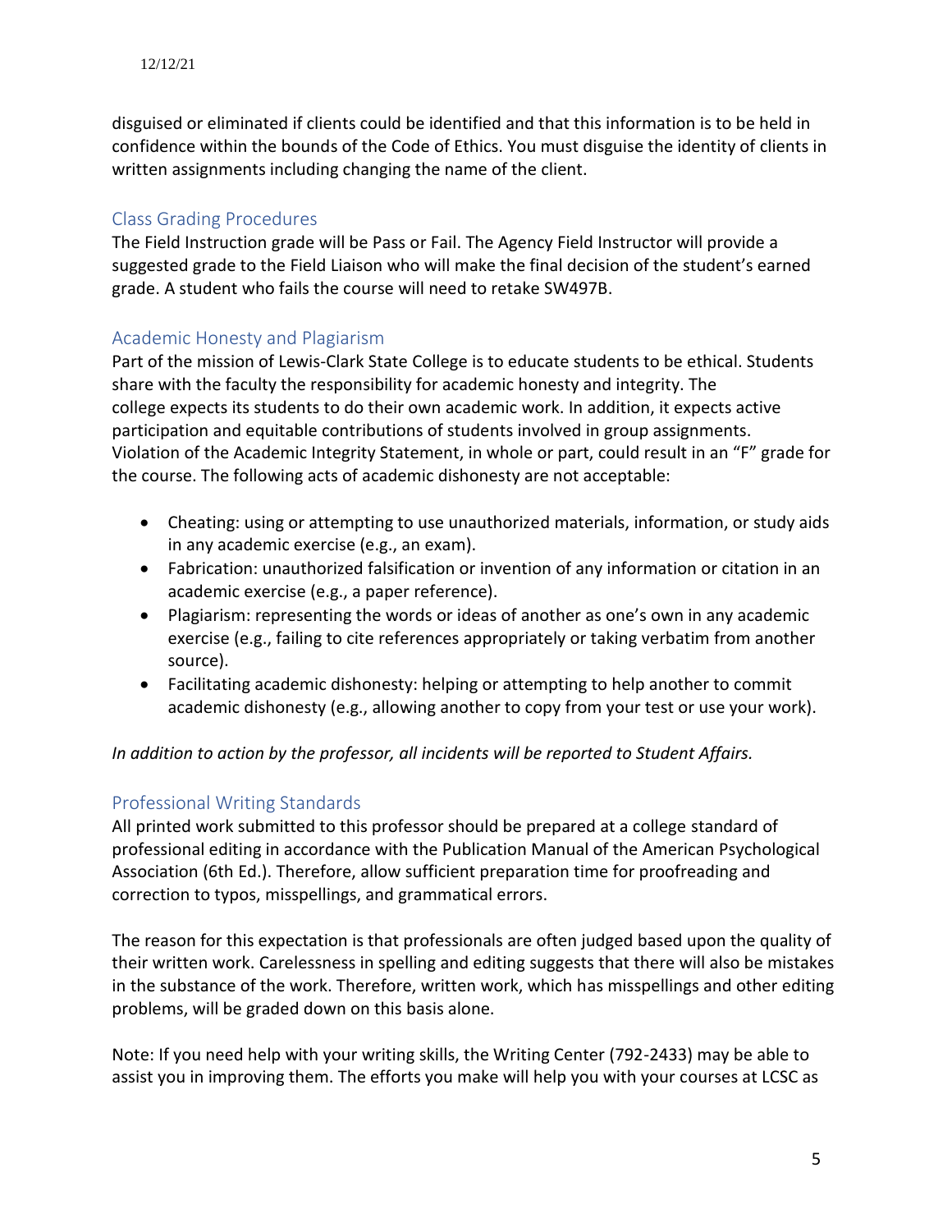disguised or eliminated if clients could be identified and that this information is to be held in confidence within the bounds of the Code of Ethics. You must disguise the identity of clients in written assignments including changing the name of the client.

## Class Grading Procedures

The Field Instruction grade will be Pass or Fail. The Agency Field Instructor will provide a suggested grade to the Field Liaison who will make the final decision of the student's earned grade. A student who fails the course will need to retake SW497B.

## Academic Honesty and Plagiarism

Part of the mission of Lewis-Clark State College is to educate students to be ethical. Students share with the faculty the responsibility for academic honesty and integrity. The college expects its students to do their own academic work. In addition, it expects active participation and equitable contributions of students involved in group assignments. Violation of the Academic Integrity Statement, in whole or part, could result in an "F" grade for the course. The following acts of academic dishonesty are not acceptable:

- Cheating: using or attempting to use unauthorized materials, information, or study aids in any academic exercise (e.g., an exam).
- Fabrication: unauthorized falsification or invention of any information or citation in an academic exercise (e.g., a paper reference).
- Plagiarism: representing the words or ideas of another as one's own in any academic exercise (e.g., failing to cite references appropriately or taking verbatim from another source).
- Facilitating academic dishonesty: helping or attempting to help another to commit academic dishonesty (e.g., allowing another to copy from your test or use your work).

*In addition to action by the professor, all incidents will be reported to Student Affairs.*

## Professional Writing Standards

All printed work submitted to this professor should be prepared at a college standard of professional editing in accordance with the Publication Manual of the American Psychological Association (6th Ed.). Therefore, allow sufficient preparation time for proofreading and correction to typos, misspellings, and grammatical errors.

The reason for this expectation is that professionals are often judged based upon the quality of their written work. Carelessness in spelling and editing suggests that there will also be mistakes in the substance of the work. Therefore, written work, which has misspellings and other editing problems, will be graded down on this basis alone.

Note: If you need help with your writing skills, the Writing Center (792-2433) may be able to assist you in improving them. The efforts you make will help you with your courses at LCSC as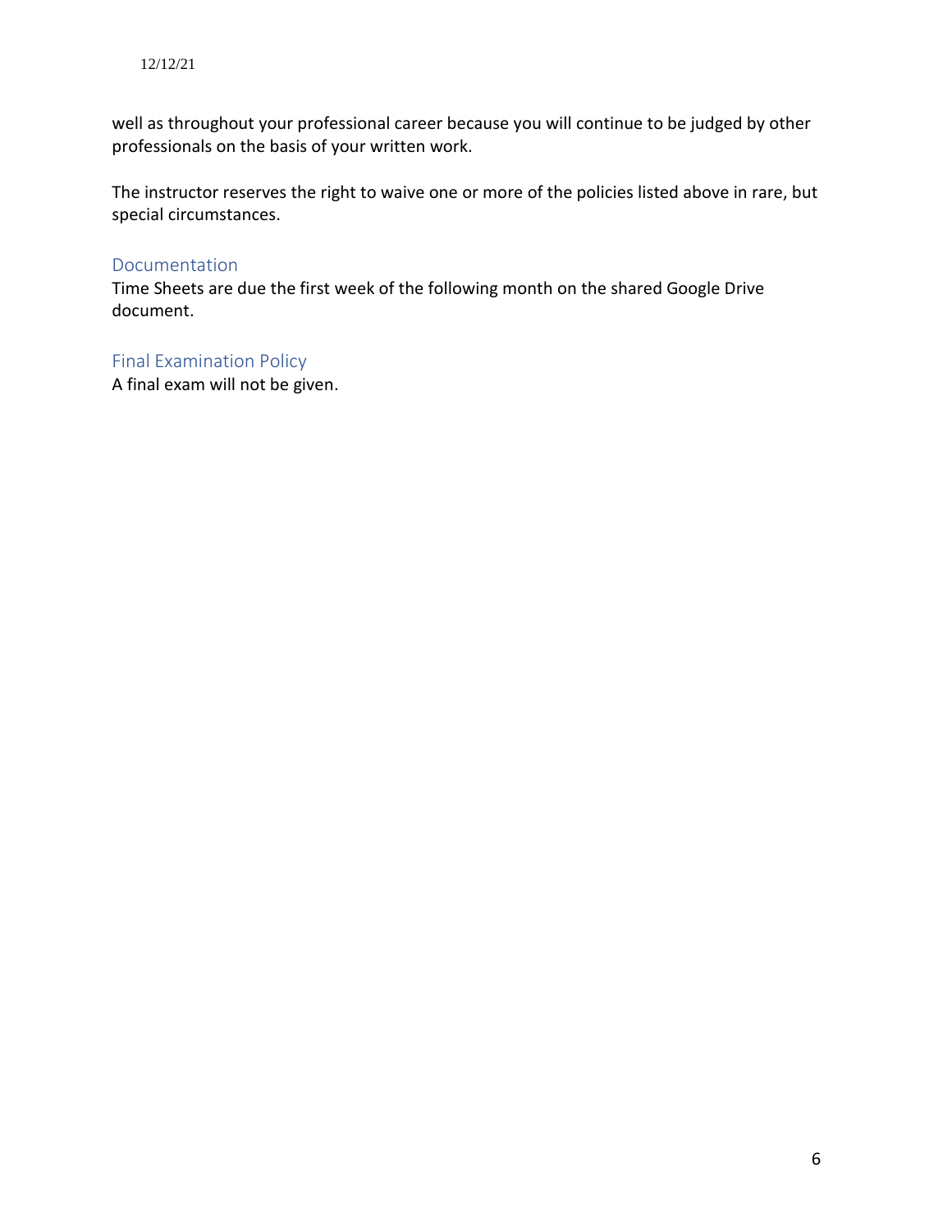well as throughout your professional career because you will continue to be judged by other professionals on the basis of your written work.

The instructor reserves the right to waive one or more of the policies listed above in rare, but special circumstances.

## Documentation

Time Sheets are due the first week of the following month on the shared Google Drive document.

## Final Examination Policy

A final exam will not be given.